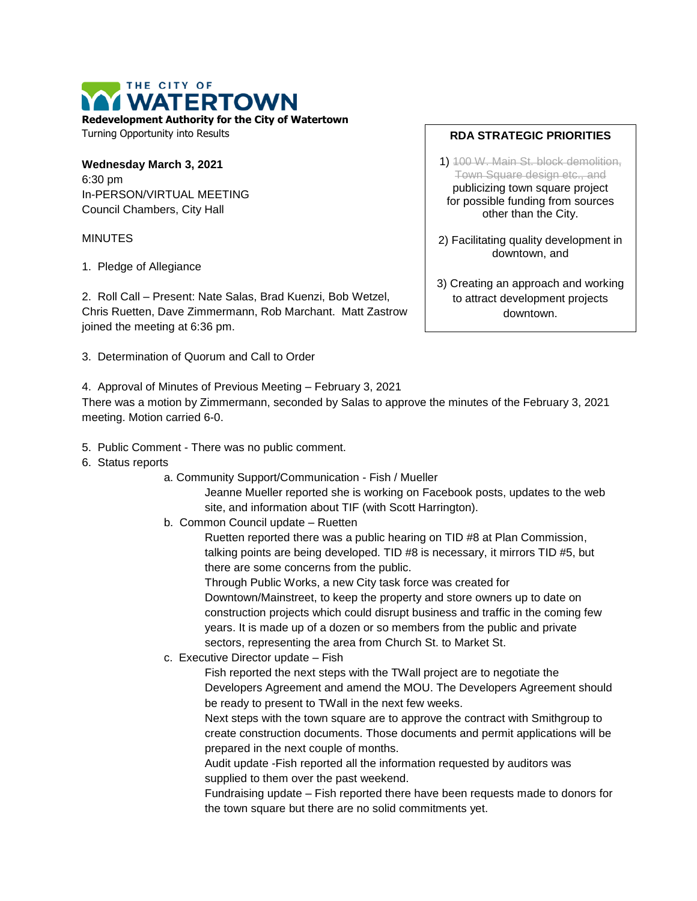**THE CITY OF WATERTOWN**

**Redevelopment Authority for the City of Watertown**
Turning Opportunity into Results

**Wednesday March 3, 2021**
6:30 pm
In-PERSON/VIRTUAL MEETING
Council Chambers, City Hall

**RDA STRATEGIC PRIORITIES**

1) ~~100 W. Main St. block demolition, Town Square design etc., and~~ publicizing town square project for possible funding from sources other than the City.

2) Facilitating quality development in downtown, and

3) Creating an approach and working to attract development projects downtown.

MINUTES

1. Pledge of Allegiance

2. Roll Call – Present: Nate Salas, Brad Kuenzi, Bob Wetzel, Chris Ruetten, Dave Zimmermann, Rob Marchant. Matt Zastrow joined the meeting at 6:36 pm.

3. Determination of Quorum and Call to Order

4. Approval of Minutes of Previous Meeting – February 3, 2021
There was a motion by Zimmermann, seconded by Salas to approve the minutes of the February 3, 2021 meeting. Motion carried 6-0.

5. Public Comment - There was no public comment.
6. Status reports
   a. Community Support/Communication - Fish / Mueller
      Jeanne Mueller reported she is working on Facebook posts, updates to the web site, and information about TIF (with Scott Harrington).
   b. Common Council update – Ruetten
      Ruetten reported there was a public hearing on TID #8 at Plan Commission, talking points are being developed. TID #8 is necessary, it mirrors TID #5, but there are some concerns from the public.
      Through Public Works, a new City task force was created for Downtown/Mainstreet, to keep the property and store owners up to date on construction projects which could disrupt business and traffic in the coming few years. It is made up of a dozen or so members from the public and private sectors, representing the area from Church St. to Market St.
   c. Executive Director update – Fish
      Fish reported the next steps with the TWall project are to negotiate the Developers Agreement and amend the MOU. The Developers Agreement should be ready to present to TWall in the next few weeks.
      Next steps with the town square are to approve the contract with Smithgroup to create construction documents. Those documents and permit applications will be prepared in the next couple of months.
      Audit update -Fish reported all the information requested by auditors was supplied to them over the past weekend.
      Fundraising update – Fish reported there have been requests made to donors for the town square but there are no solid commitments yet.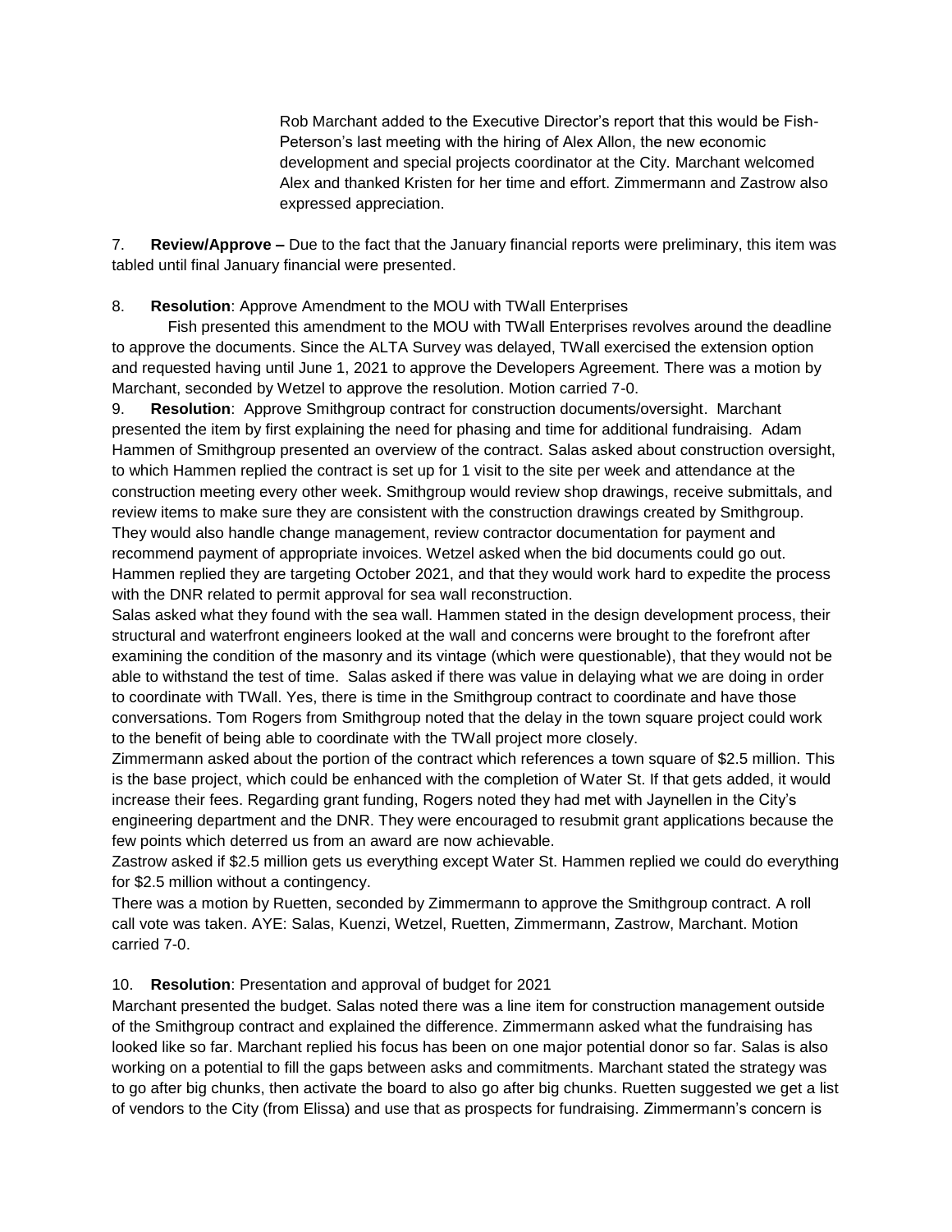Rob Marchant added to the Executive Director's report that this would be Fish-Peterson's last meeting with the hiring of Alex Allon, the new economic development and special projects coordinator at the City. Marchant welcomed Alex and thanked Kristen for her time and effort. Zimmermann and Zastrow also expressed appreciation.

7. **Review/Approve –** Due to the fact that the January financial reports were preliminary, this item was tabled until final January financial were presented.

8. **Resolution**: Approve Amendment to the MOU with TWall Enterprises

Fish presented this amendment to the MOU with TWall Enterprises revolves around the deadline to approve the documents. Since the ALTA Survey was delayed, TWall exercised the extension option and requested having until June 1, 2021 to approve the Developers Agreement. There was a motion by Marchant, seconded by Wetzel to approve the resolution. Motion carried 7-0.

9. **Resolution**: Approve Smithgroup contract for construction documents/oversight. Marchant presented the item by first explaining the need for phasing and time for additional fundraising. Adam Hammen of Smithgroup presented an overview of the contract. Salas asked about construction oversight, to which Hammen replied the contract is set up for 1 visit to the site per week and attendance at the construction meeting every other week. Smithgroup would review shop drawings, receive submittals, and review items to make sure they are consistent with the construction drawings created by Smithgroup. They would also handle change management, review contractor documentation for payment and recommend payment of appropriate invoices. Wetzel asked when the bid documents could go out. Hammen replied they are targeting October 2021, and that they would work hard to expedite the process with the DNR related to permit approval for sea wall reconstruction.

Salas asked what they found with the sea wall. Hammen stated in the design development process, their structural and waterfront engineers looked at the wall and concerns were brought to the forefront after examining the condition of the masonry and its vintage (which were questionable), that they would not be able to withstand the test of time. Salas asked if there was value in delaying what we are doing in order to coordinate with TWall. Yes, there is time in the Smithgroup contract to coordinate and have those conversations. Tom Rogers from Smithgroup noted that the delay in the town square project could work to the benefit of being able to coordinate with the TWall project more closely.

Zimmermann asked about the portion of the contract which references a town square of $2.5 million. This is the base project, which could be enhanced with the completion of Water St. If that gets added, it would increase their fees. Regarding grant funding, Rogers noted they had met with Jaynellen in the City's engineering department and the DNR. They were encouraged to resubmit grant applications because the few points which deterred us from an award are now achievable.

Zastrow asked if $2.5 million gets us everything except Water St. Hammen replied we could do everything for $2.5 million without a contingency.

There was a motion by Ruetten, seconded by Zimmermann to approve the Smithgroup contract. A roll call vote was taken. AYE: Salas, Kuenzi, Wetzel, Ruetten, Zimmermann, Zastrow, Marchant. Motion carried 7-0.

10. **Resolution**: Presentation and approval of budget for 2021

Marchant presented the budget. Salas noted there was a line item for construction management outside of the Smithgroup contract and explained the difference. Zimmermann asked what the fundraising has looked like so far. Marchant replied his focus has been on one major potential donor so far. Salas is also working on a potential to fill the gaps between asks and commitments. Marchant stated the strategy was to go after big chunks, then activate the board to also go after big chunks. Ruetten suggested we get a list of vendors to the City (from Elissa) and use that as prospects for fundraising. Zimmermann's concern is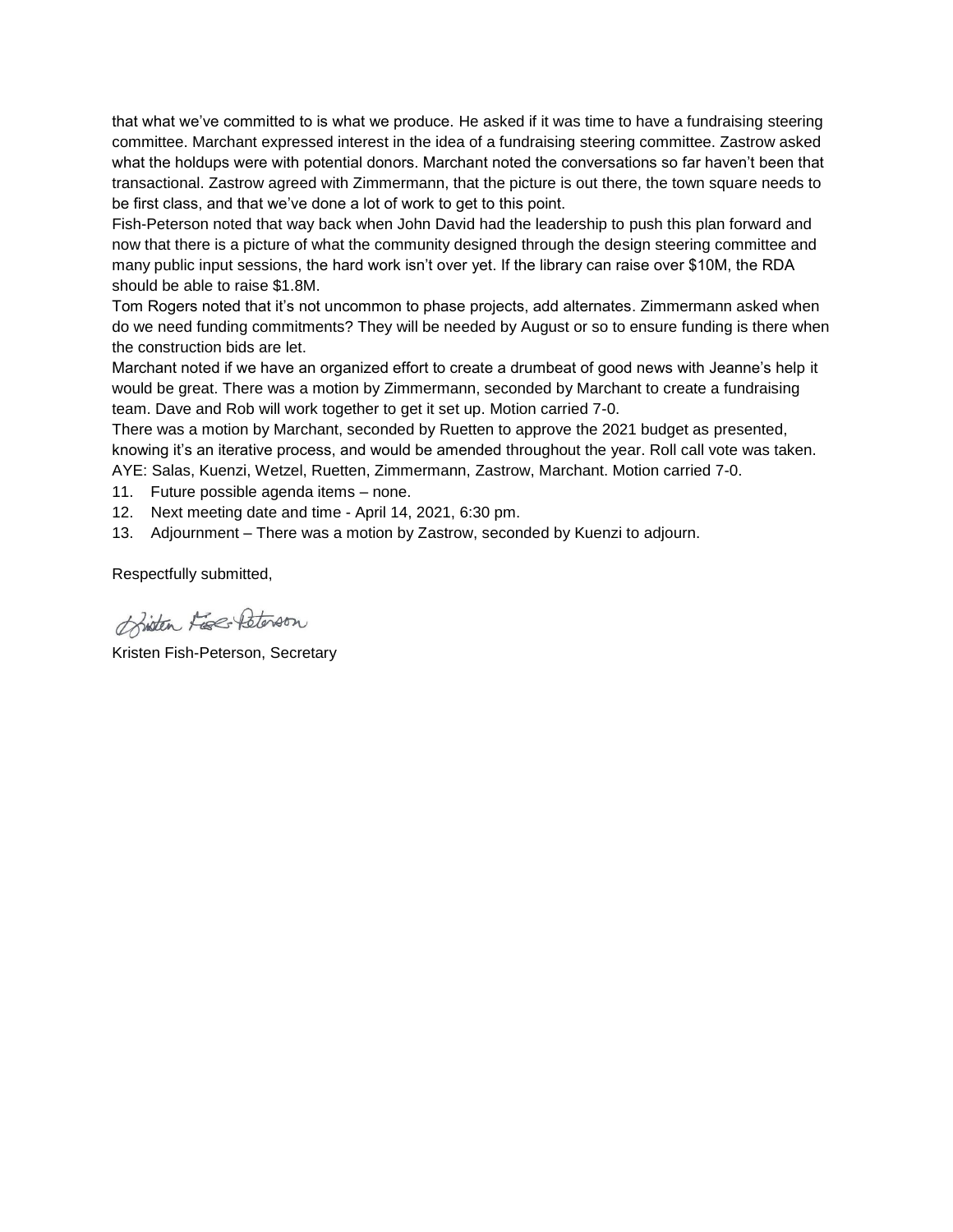that what we've committed to is what we produce. He asked if it was time to have a fundraising steering committee. Marchant expressed interest in the idea of a fundraising steering committee. Zastrow asked what the holdups were with potential donors. Marchant noted the conversations so far haven't been that transactional. Zastrow agreed with Zimmermann, that the picture is out there, the town square needs to be first class, and that we've done a lot of work to get to this point.

Fish-Peterson noted that way back when John David had the leadership to push this plan forward and now that there is a picture of what the community designed through the design steering committee and many public input sessions, the hard work isn't over yet. If the library can raise over $10M, the RDA should be able to raise $1.8M.

Tom Rogers noted that it's not uncommon to phase projects, add alternates. Zimmermann asked when do we need funding commitments? They will be needed by August or so to ensure funding is there when the construction bids are let.

Marchant noted if we have an organized effort to create a drumbeat of good news with Jeanne's help it would be great. There was a motion by Zimmermann, seconded by Marchant to create a fundraising team. Dave and Rob will work together to get it set up. Motion carried 7-0.

There was a motion by Marchant, seconded by Ruetten to approve the 2021 budget as presented, knowing it's an iterative process, and would be amended throughout the year. Roll call vote was taken. AYE: Salas, Kuenzi, Wetzel, Ruetten, Zimmermann, Zastrow, Marchant. Motion carried 7-0.

11. Future possible agenda items – none.
12. Next meeting date and time - April 14, 2021, 6:30 pm.
13. Adjournment – There was a motion by Zastrow, seconded by Kuenzi to adjourn.

Respectfully submitted,

Kristen Fish-Peterson

Kristen Fish-Peterson, Secretary